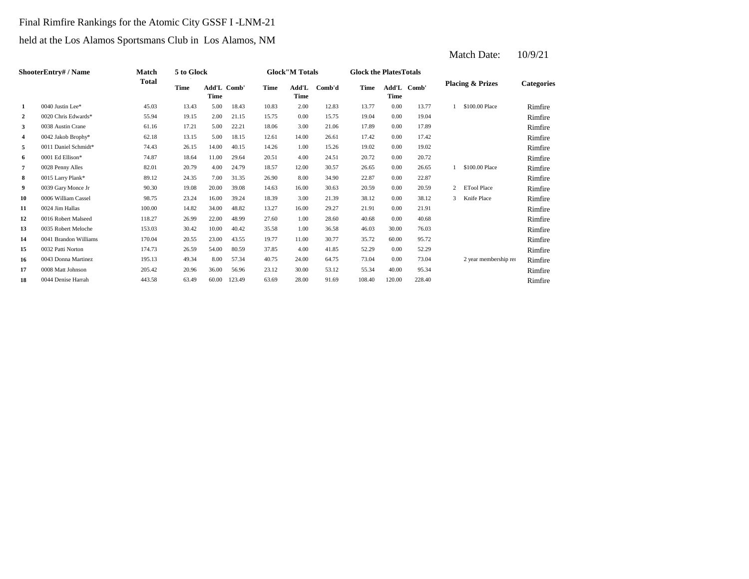Final Rimfire Rankings for the Atomic City GSSF I -LNM-21

held at the Los Alamos Sportsmans Club in Los Alamos, NM

Match Date: 10/9/21

| Shooter | Entry# / Name | Match Total | 5 to Glock | | | Glock"M Totals | | | Glock the Plates Totals | | | Placing & Prizes | | Categories |
|---|---|---|---|---|---|---|---|---|---|---|---|---|---|---|
| | | | Time | Add'L Time | Comb' | Time | Add'L Time | Comb'd | Time | Add'L Time | Comb' | | | |
| 1 | 0040 Justin Lee* | 45.03 | 13.43 | 5.00 | 18.43 | 10.83 | 2.00 | 12.83 | 13.77 | 0.00 | 13.77 | 1 | $100.00 Place | Rimfire |
| 2 | 0020 Chris Edwards* | 55.94 | 19.15 | 2.00 | 21.15 | 15.75 | 0.00 | 15.75 | 19.04 | 0.00 | 19.04 | | | Rimfire |
| 3 | 0038 Austin Crane | 61.16 | 17.21 | 5.00 | 22.21 | 18.06 | 3.00 | 21.06 | 17.89 | 0.00 | 17.89 | | | Rimfire |
| 4 | 0042 Jakob Brophy* | 62.18 | 13.15 | 5.00 | 18.15 | 12.61 | 14.00 | 26.61 | 17.42 | 0.00 | 17.42 | | | Rimfire |
| 5 | 0011 Daniel Schmidt* | 74.43 | 26.15 | 14.00 | 40.15 | 14.26 | 1.00 | 15.26 | 19.02 | 0.00 | 19.02 | | | Rimfire |
| 6 | 0001 Ed Ellison* | 74.87 | 18.64 | 11.00 | 29.64 | 20.51 | 4.00 | 24.51 | 20.72 | 0.00 | 20.72 | | | Rimfire |
| 7 | 0028 Penny Alles | 82.01 | 20.79 | 4.00 | 24.79 | 18.57 | 12.00 | 30.57 | 26.65 | 0.00 | 26.65 | 1 | $100.00 Place | Rimfire |
| 8 | 0015 Larry Plank* | 89.12 | 24.35 | 7.00 | 31.35 | 26.90 | 8.00 | 34.90 | 22.87 | 0.00 | 22.87 | | | Rimfire |
| 9 | 0039 Gary Monce Jr | 90.30 | 19.08 | 20.00 | 39.08 | 14.63 | 16.00 | 30.63 | 20.59 | 0.00 | 20.59 | 2 | ETool Place | Rimfire |
| 10 | 0006 William Cassel | 98.75 | 23.24 | 16.00 | 39.24 | 18.39 | 3.00 | 21.39 | 38.12 | 0.00 | 38.12 | 3 | Knife Place | Rimfire |
| 11 | 0024 Jim Hallas | 100.00 | 14.82 | 34.00 | 48.82 | 13.27 | 16.00 | 29.27 | 21.91 | 0.00 | 21.91 | | | Rimfire |
| 12 | 0016 Robert Malseed | 118.27 | 26.99 | 22.00 | 48.99 | 27.60 | 1.00 | 28.60 | 40.68 | 0.00 | 40.68 | | | Rimfire |
| 13 | 0035 Robert Meloche | 153.03 | 30.42 | 10.00 | 40.42 | 35.58 | 1.00 | 36.58 | 46.03 | 30.00 | 76.03 | | | Rimfire |
| 14 | 0041 Brandon Williams | 170.04 | 20.55 | 23.00 | 43.55 | 19.77 | 11.00 | 30.77 | 35.72 | 60.00 | 95.72 | | | Rimfire |
| 15 | 0032 Patti Norton | 174.73 | 26.59 | 54.00 | 80.59 | 37.85 | 4.00 | 41.85 | 52.29 | 0.00 | 52.29 | | | Rimfire |
| 16 | 0043 Donna Martinez | 195.13 | 49.34 | 8.00 | 57.34 | 40.75 | 24.00 | 64.75 | 73.04 | 0.00 | 73.04 | | 2 year membership rer | Rimfire |
| 17 | 0008 Matt Johnson | 205.42 | 20.96 | 36.00 | 56.96 | 23.12 | 30.00 | 53.12 | 55.34 | 40.00 | 95.34 | | | Rimfire |
| 18 | 0044 Denise Harrah | 443.58 | 63.49 | 60.00 | 123.49 | 63.69 | 28.00 | 91.69 | 108.40 | 120.00 | 228.40 | | | Rimfire |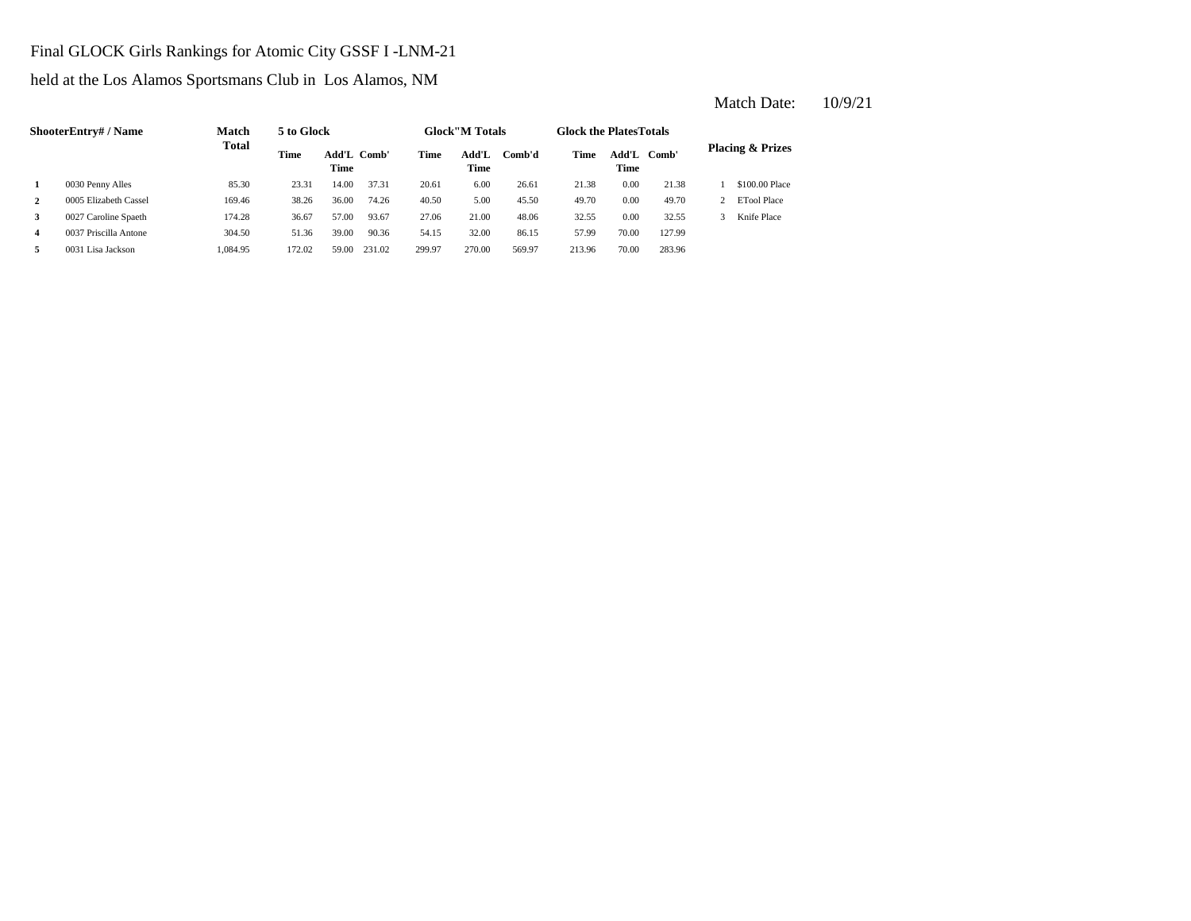Final GLOCK Girls Rankings for Atomic City GSSF I -LNM-21

held at the Los Alamos Sportsmans Club in Los Alamos, NM

Match Date: 10/9/21

| Shooter | Entry# / Name | Match Total | 5 to Glock | | | Glock"M Totals | | | Glock the Plates Totals | | | Placing & Prizes | |
|---|---|---|---|---|---|---|---|---|---|---|---|---|---|
| | | | Time | Add'L Time | Comb' | Time | Add'L Time | Comb'd | Time | Add'L Time | Comb' | | |
| 1 | 0030 Penny Alles | 85.30 | 23.31 | 14.00 | 37.31 | 20.61 | 6.00 | 26.61 | 21.38 | 0.00 | 21.38 | 1 | $100.00 Place |
| 2 | 0005 Elizabeth Cassel | 169.46 | 38.26 | 36.00 | 74.26 | 40.50 | 5.00 | 45.50 | 49.70 | 0.00 | 49.70 | 2 | ETool Place |
| 3 | 0027 Caroline Spaeth | 174.28 | 36.67 | 57.00 | 93.67 | 27.06 | 21.00 | 48.06 | 32.55 | 0.00 | 32.55 | 3 | Knife Place |
| 4 | 0037 Priscilla Antone | 304.50 | 51.36 | 39.00 | 90.36 | 54.15 | 32.00 | 86.15 | 57.99 | 70.00 | 127.99 | | |
| 5 | 0031 Lisa Jackson | 1,084.95 | 172.02 | 59.00 | 231.02 | 299.97 | 270.00 | 569.97 | 213.96 | 70.00 | 283.96 | | |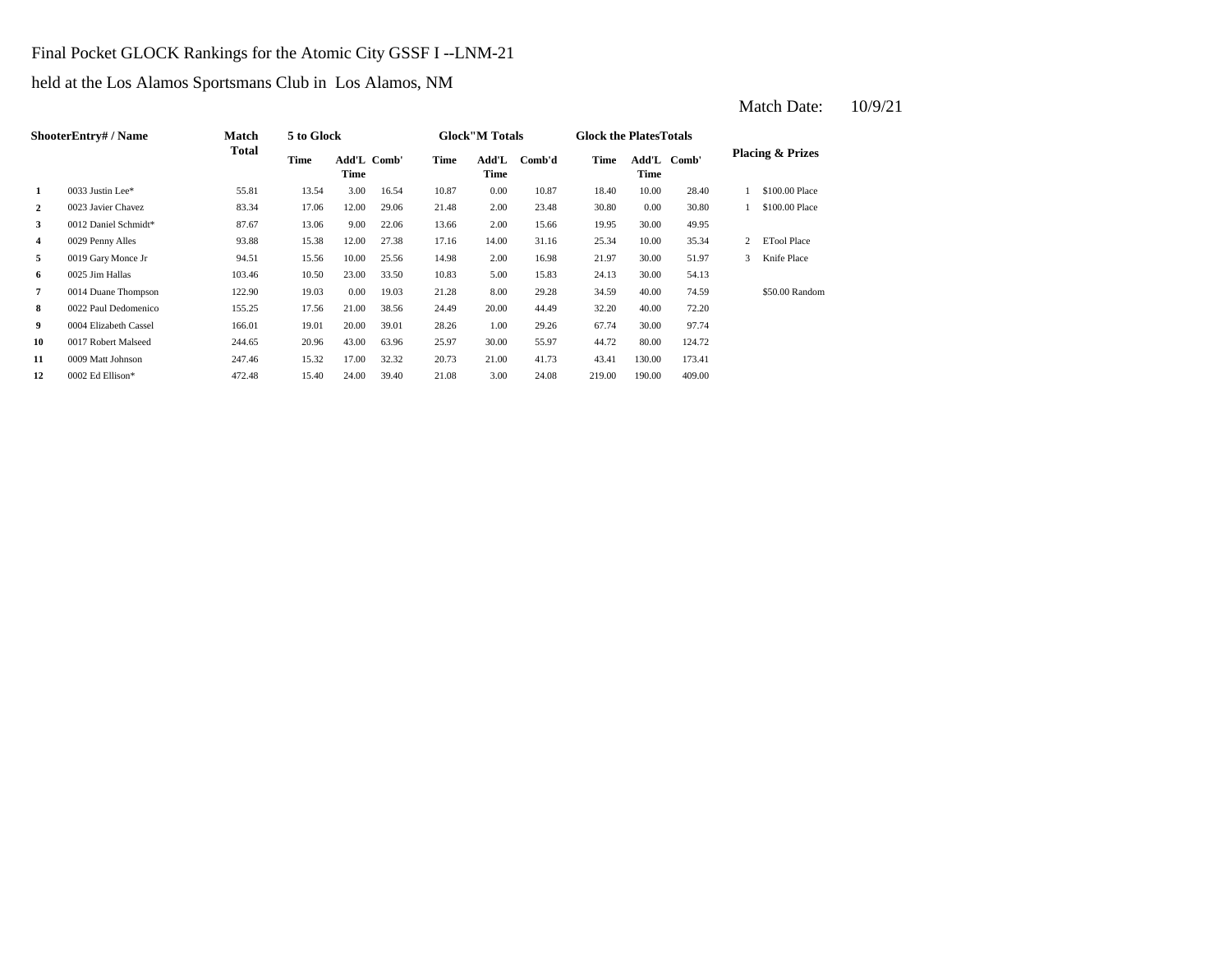Final Pocket GLOCK Rankings for the Atomic City GSSF I --LNM-21

held at the Los Alamos Sportsmans Club in Los Alamos, NM

Match Date: 10/9/21

| ShooterEntry# / Name | | Match Total | 5 to Glock | | | Glock"M Totals | | | Glock the PlatesTotals | | | Placing & Prizes | |
|---|---|---|---|---|---|---|---|---|---|---|---|---|---|
| | | | Time | Add'L Time | Comb' | Time | Add'L Time | Comb'd | Time | Add'L Time | Comb' | | |
| 1 | 0033 Justin Lee* | 55.81 | 13.54 | 3.00 | 16.54 | 10.87 | 0.00 | 10.87 | 18.40 | 10.00 | 28.40 | 1 | $100.00 Place |
| 2 | 0023 Javier Chavez | 83.34 | 17.06 | 12.00 | 29.06 | 21.48 | 2.00 | 23.48 | 30.80 | 0.00 | 30.80 | 1 | $100.00 Place |
| 3 | 0012 Daniel Schmidt* | 87.67 | 13.06 | 9.00 | 22.06 | 13.66 | 2.00 | 15.66 | 19.95 | 30.00 | 49.95 | | |
| 4 | 0029 Penny Alles | 93.88 | 15.38 | 12.00 | 27.38 | 17.16 | 14.00 | 31.16 | 25.34 | 10.00 | 35.34 | 2 | ETool Place |
| 5 | 0019 Gary Monce Jr | 94.51 | 15.56 | 10.00 | 25.56 | 14.98 | 2.00 | 16.98 | 21.97 | 30.00 | 51.97 | 3 | Knife Place |
| 6 | 0025 Jim Hallas | 103.46 | 10.50 | 23.00 | 33.50 | 10.83 | 5.00 | 15.83 | 24.13 | 30.00 | 54.13 | | |
| 7 | 0014 Duane Thompson | 122.90 | 19.03 | 0.00 | 19.03 | 21.28 | 8.00 | 29.28 | 34.59 | 40.00 | 74.59 | | $50.00 Random |
| 8 | 0022 Paul Dedomenico | 155.25 | 17.56 | 21.00 | 38.56 | 24.49 | 20.00 | 44.49 | 32.20 | 40.00 | 72.20 | | |
| 9 | 0004 Elizabeth Cassel | 166.01 | 19.01 | 20.00 | 39.01 | 28.26 | 1.00 | 29.26 | 67.74 | 30.00 | 97.74 | | |
| 10 | 0017 Robert Malseed | 244.65 | 20.96 | 43.00 | 63.96 | 25.97 | 30.00 | 55.97 | 44.72 | 80.00 | 124.72 | | |
| 11 | 0009 Matt Johnson | 247.46 | 15.32 | 17.00 | 32.32 | 20.73 | 21.00 | 41.73 | 43.41 | 130.00 | 173.41 | | |
| 12 | 0002 Ed Ellison* | 472.48 | 15.40 | 24.00 | 39.40 | 21.08 | 3.00 | 24.08 | 219.00 | 190.00 | 409.00 | | |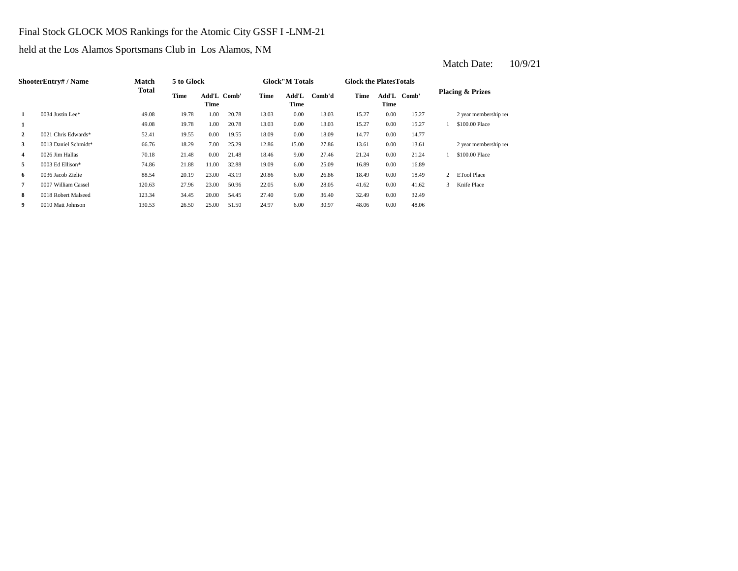Final Stock GLOCK MOS Rankings for the Atomic City GSSF I -LNM-21

held at the Los Alamos Sportsmans Club in Los Alamos, NM

Match Date: 10/9/21

| Shooter | Entry# / Name | Match Total | 5 to Glock | | | Glock"M Totals | | | Glock the Plates Totals | | | Placing & Prizes | |
|---|---|---|---|---|---|---|---|---|---|---|---|---|---|
| | | | Time | Add'L Time | Comb' | Time | Add'L Time | Comb'd | Time | Add'L Time | Comb' | | |
| 1 | 0034 Justin Lee* | 49.08 | 19.78 | 1.00 | 20.78 | 13.03 | 0.00 | 13.03 | 15.27 | 0.00 | 15.27 | | 2 year membership rer |
| 1 | | 49.08 | 19.78 | 1.00 | 20.78 | 13.03 | 0.00 | 13.03 | 15.27 | 0.00 | 15.27 | 1 | $100.00 Place |
| 2 | 0021 Chris Edwards* | 52.41 | 19.55 | 0.00 | 19.55 | 18.09 | 0.00 | 18.09 | 14.77 | 0.00 | 14.77 | | |
| 3 | 0013 Daniel Schmidt* | 66.76 | 18.29 | 7.00 | 25.29 | 12.86 | 15.00 | 27.86 | 13.61 | 0.00 | 13.61 | | 2 year membership rer |
| 4 | 0026 Jim Hallas | 70.18 | 21.48 | 0.00 | 21.48 | 18.46 | 9.00 | 27.46 | 21.24 | 0.00 | 21.24 | 1 | $100.00 Place |
| 5 | 0003 Ed Ellison* | 74.86 | 21.88 | 11.00 | 32.88 | 19.09 | 6.00 | 25.09 | 16.89 | 0.00 | 16.89 | | |
| 6 | 0036 Jacob Zielie | 88.54 | 20.19 | 23.00 | 43.19 | 20.86 | 6.00 | 26.86 | 18.49 | 0.00 | 18.49 | 2 | ETool Place |
| 7 | 0007 William Cassel | 120.63 | 27.96 | 23.00 | 50.96 | 22.05 | 6.00 | 28.05 | 41.62 | 0.00 | 41.62 | 3 | Knife Place |
| 8 | 0018 Robert Malseed | 123.34 | 34.45 | 20.00 | 54.45 | 27.40 | 9.00 | 36.40 | 32.49 | 0.00 | 32.49 | | |
| 9 | 0010 Matt Johnson | 130.53 | 26.50 | 25.00 | 51.50 | 24.97 | 6.00 | 30.97 | 48.06 | 0.00 | 48.06 | | |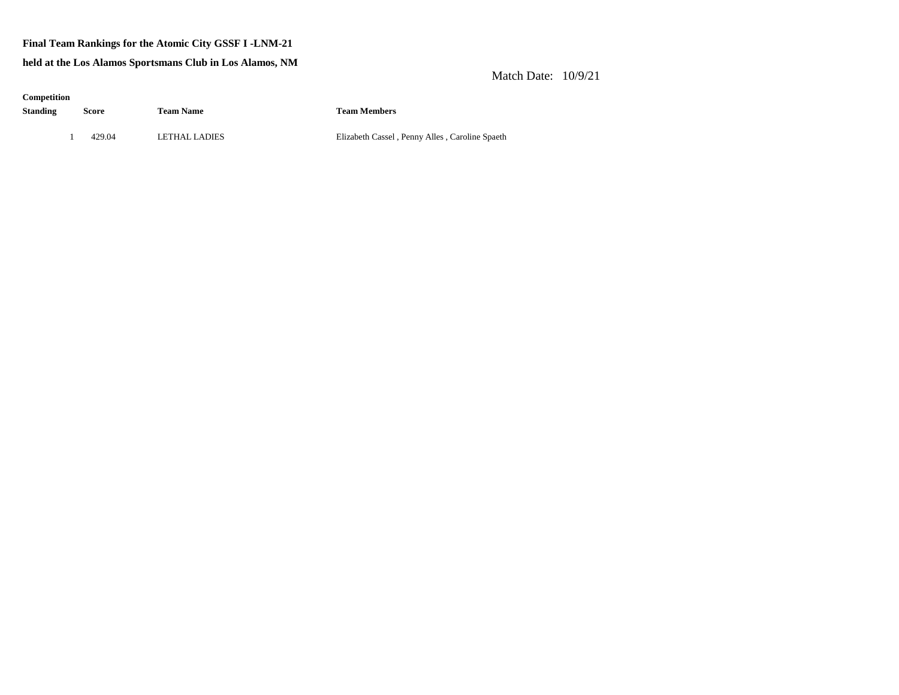**Final Team Rankings for the Atomic City GSSF I -LNM-21**

**held at the Los Alamos Sportsmans Club in Los Alamos, NM**

Match Date: 10/9/21

| Competition Standing | Score | Team Name | Team Members |
|---|---|---|---|
| 1 | 429.04 | LETHAL LADIES | Elizabeth Cassel , Penny Alles , Caroline Spaeth |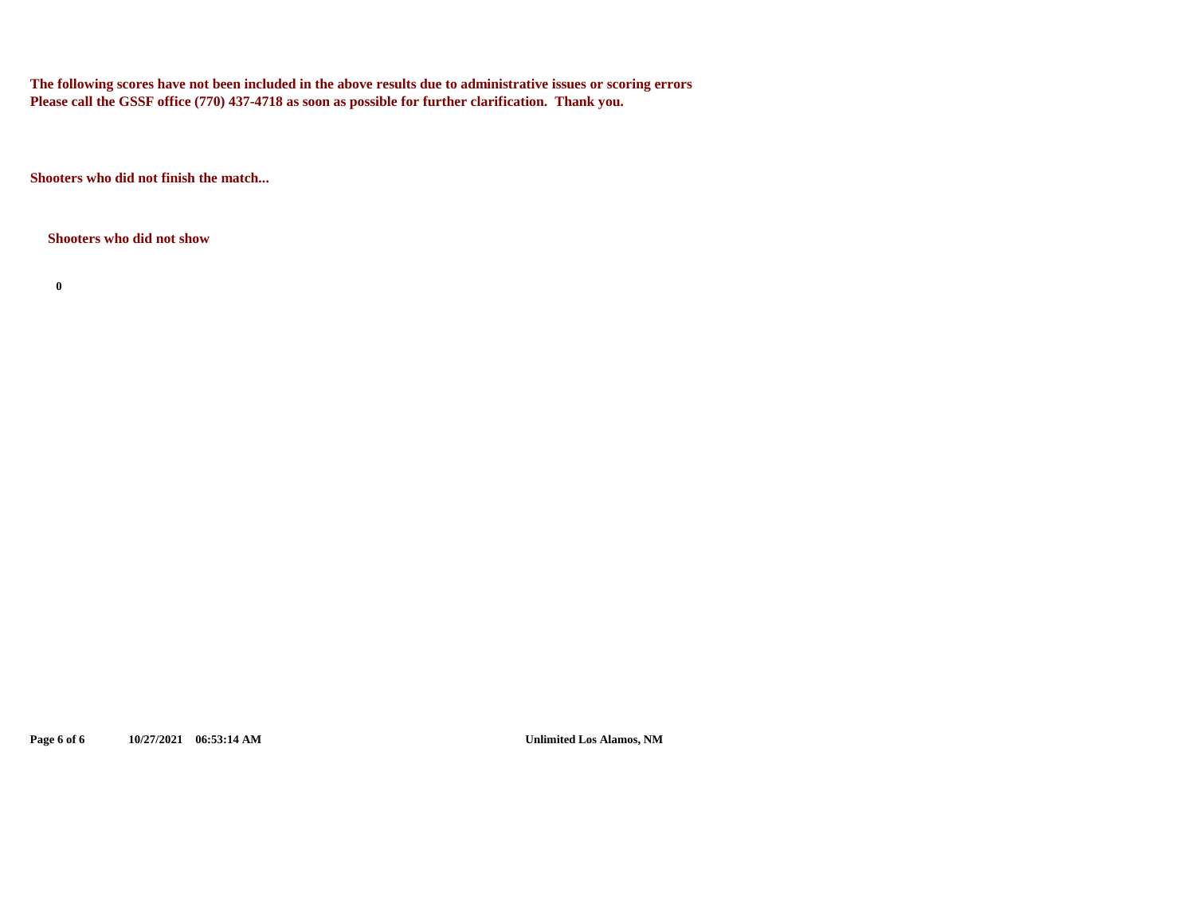**The following scores have not been included in the above results due to administrative issues or scoring errors**
**Please call the GSSF office (770) 437-4718 as soon as possible for further clarification. Thank you.**

**Shooters who did not finish the match...**

**Shooters who did not show**

**0**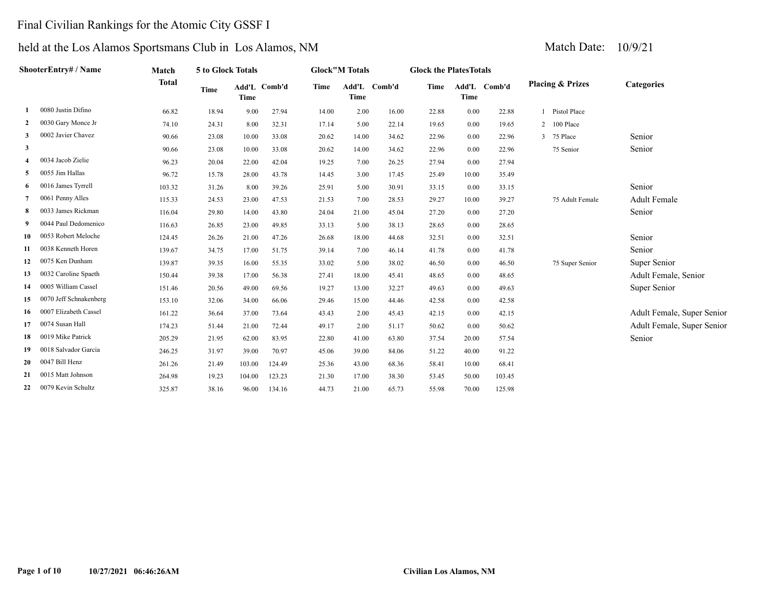# Final Civilian Rankings for the Atomic City GSSF I

## held at the Los Alamos Sportsmans Club in Los Alamos, NM

Match Date: 10/9/21

| | ShooterEntry# / Name | Match Total | 5 to Glock Totals Time | Add'L Time | Comb'd | Glock"M Totals Time | Add'L Time | Comb'd | Glock the PlatesTotals Time | Add'L Time | Comb'd | Placing & Prizes | Categories |
|---|---|---|---|---|---|---|---|---|---|---|---|---|---|
| 1 | 0080 Justin Difino | 66.82 | 18.94 | 9.00 | 27.94 | 14.00 | 2.00 | 16.00 | 22.88 | 0.00 | 22.88 | 1 Pistol Place | |
| 2 | 0030 Gary Monce Jr | 74.10 | 24.31 | 8.00 | 32.31 | 17.14 | 5.00 | 22.14 | 19.65 | 0.00 | 19.65 | 2 100 Place | |
| 3 | 0002 Javier Chavez | 90.66 | 23.08 | 10.00 | 33.08 | 20.62 | 14.00 | 34.62 | 22.96 | 0.00 | 22.96 | 3 75 Place | Senior |
| 3 | | 90.66 | 23.08 | 10.00 | 33.08 | 20.62 | 14.00 | 34.62 | 22.96 | 0.00 | 22.96 | 75 Senior | Senior |
| 4 | 0034 Jacob Zielie | 96.23 | 20.04 | 22.00 | 42.04 | 19.25 | 7.00 | 26.25 | 27.94 | 0.00 | 27.94 | | |
| 5 | 0055 Jim Hallas | 96.72 | 15.78 | 28.00 | 43.78 | 14.45 | 3.00 | 17.45 | 25.49 | 10.00 | 35.49 | | |
| 6 | 0016 James Tyrrell | 103.32 | 31.26 | 8.00 | 39.26 | 25.91 | 5.00 | 30.91 | 33.15 | 0.00 | 33.15 | | Senior |
| 7 | 0061 Penny Alles | 115.33 | 24.53 | 23.00 | 47.53 | 21.53 | 7.00 | 28.53 | 29.27 | 10.00 | 39.27 | 75 Adult Female | Adult Female |
| 8 | 0033 James Rickman | 116.04 | 29.80 | 14.00 | 43.80 | 24.04 | 21.00 | 45.04 | 27.20 | 0.00 | 27.20 | | Senior |
| 9 | 0044 Paul Dedomenico | 116.63 | 26.85 | 23.00 | 49.85 | 33.13 | 5.00 | 38.13 | 28.65 | 0.00 | 28.65 | | |
| 10 | 0053 Robert Meloche | 124.45 | 26.26 | 21.00 | 47.26 | 26.68 | 18.00 | 44.68 | 32.51 | 0.00 | 32.51 | | Senior |
| 11 | 0038 Kenneth Horen | 139.67 | 34.75 | 17.00 | 51.75 | 39.14 | 7.00 | 46.14 | 41.78 | 0.00 | 41.78 | | Senior |
| 12 | 0075 Ken Dunham | 139.87 | 39.35 | 16.00 | 55.35 | 33.02 | 5.00 | 38.02 | 46.50 | 0.00 | 46.50 | 75 Super Senior | Super Senior |
| 13 | 0032 Caroline Spaeth | 150.44 | 39.38 | 17.00 | 56.38 | 27.41 | 18.00 | 45.41 | 48.65 | 0.00 | 48.65 | | Adult Female, Senior |
| 14 | 0005 William Cassel | 151.46 | 20.56 | 49.00 | 69.56 | 19.27 | 13.00 | 32.27 | 49.63 | 0.00 | 49.63 | | Super Senior |
| 15 | 0070 Jeff Schnakenberg | 153.10 | 32.06 | 34.00 | 66.06 | 29.46 | 15.00 | 44.46 | 42.58 | 0.00 | 42.58 | | |
| 16 | 0007 Elizabeth Cassel | 161.22 | 36.64 | 37.00 | 73.64 | 43.43 | 2.00 | 45.43 | 42.15 | 0.00 | 42.15 | | Adult Female, Super Senior |
| 17 | 0074 Susan Hall | 174.23 | 51.44 | 21.00 | 72.44 | 49.17 | 2.00 | 51.17 | 50.62 | 0.00 | 50.62 | | Adult Female, Super Senior |
| 18 | 0019 Mike Patrick | 205.29 | 21.95 | 62.00 | 83.95 | 22.80 | 41.00 | 63.80 | 37.54 | 20.00 | 57.54 | | Senior |
| 19 | 0018 Salvador Garcia | 246.25 | 31.97 | 39.00 | 70.97 | 45.06 | 39.00 | 84.06 | 51.22 | 40.00 | 91.22 | | |
| 20 | 0047 Bill Henz | 261.26 | 21.49 | 103.00 | 124.49 | 25.36 | 43.00 | 68.36 | 58.41 | 10.00 | 68.41 | | |
| 21 | 0015 Matt Johnson | 264.98 | 19.23 | 104.00 | 123.23 | 21.30 | 17.00 | 38.30 | 53.45 | 50.00 | 103.45 | | |
| 22 | 0079 Kevin Schultz | 325.87 | 38.16 | 96.00 | 134.16 | 44.73 | 21.00 | 65.73 | 55.98 | 70.00 | 125.98 | | |

10/27/2021 06:46:26AM Civilian Los Alamos, NM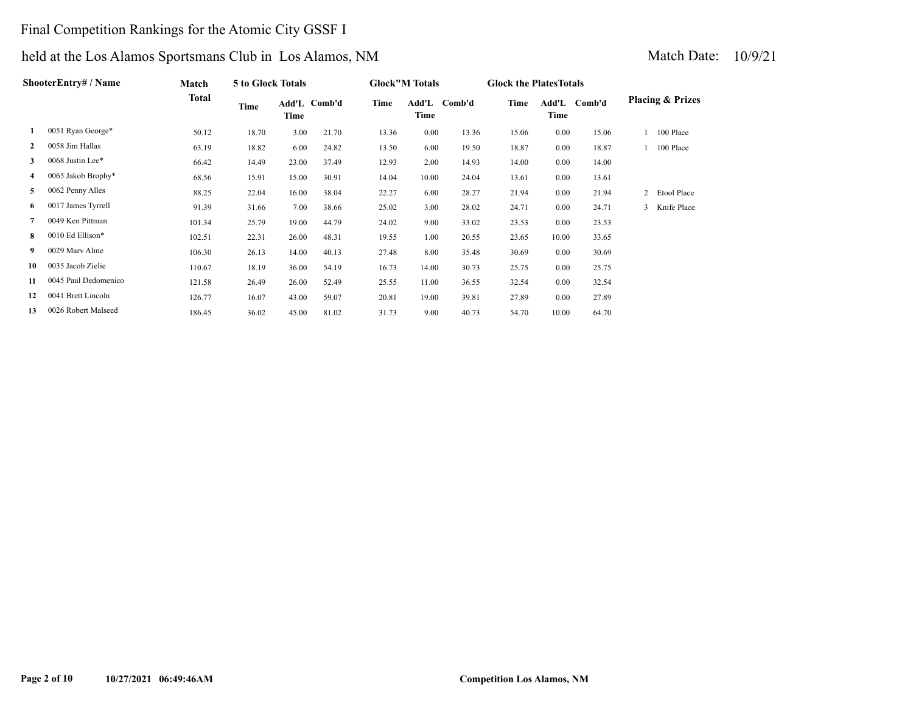# Final Competition Rankings for the Atomic City GSSF I

## held at the Los Alamos Sportsmans Club in Los Alamos, NM

Match Date: 10/9/21

| | ShooterEntry# / Name | Match Total | 5 to Glock Totals | | | Glock"M Totals | | | Glock the PlatesTotals | | | Placing & Prizes |
|---|---|---|---|---|---|---|---|---|---|---|---|---|
| | | | Time | Add'L Time | Comb'd | Time | Add'L Time | Comb'd | Time | Add'L Time | Comb'd | |
| 1 | 0051 Ryan George* | 50.12 | 18.70 | 3.00 | 21.70 | 13.36 | 0.00 | 13.36 | 15.06 | 0.00 | 15.06 | 1 100 Place |
| 2 | 0058 Jim Hallas | 63.19 | 18.82 | 6.00 | 24.82 | 13.50 | 6.00 | 19.50 | 18.87 | 0.00 | 18.87 | 1 100 Place |
| 3 | 0068 Justin Lee* | 66.42 | 14.49 | 23.00 | 37.49 | 12.93 | 2.00 | 14.93 | 14.00 | 0.00 | 14.00 | |
| 4 | 0065 Jakob Brophy* | 68.56 | 15.91 | 15.00 | 30.91 | 14.04 | 10.00 | 24.04 | 13.61 | 0.00 | 13.61 | |
| 5 | 0062 Penny Alles | 88.25 | 22.04 | 16.00 | 38.04 | 22.27 | 6.00 | 28.27 | 21.94 | 0.00 | 21.94 | 2 Etool Place |
| 6 | 0017 James Tyrrell | 91.39 | 31.66 | 7.00 | 38.66 | 25.02 | 3.00 | 28.02 | 24.71 | 0.00 | 24.71 | 3 Knife Place |
| 7 | 0049 Ken Pittman | 101.34 | 25.79 | 19.00 | 44.79 | 24.02 | 9.00 | 33.02 | 23.53 | 0.00 | 23.53 | |
| 8 | 0010 Ed Ellison* | 102.51 | 22.31 | 26.00 | 48.31 | 19.55 | 1.00 | 20.55 | 23.65 | 10.00 | 33.65 | |
| 9 | 0029 Marv Alme | 106.30 | 26.13 | 14.00 | 40.13 | 27.48 | 8.00 | 35.48 | 30.69 | 0.00 | 30.69 | |
| 10 | 0035 Jacob Zielie | 110.67 | 18.19 | 36.00 | 54.19 | 16.73 | 14.00 | 30.73 | 25.75 | 0.00 | 25.75 | |
| 11 | 0045 Paul Dedomenico | 121.58 | 26.49 | 26.00 | 52.49 | 25.55 | 11.00 | 36.55 | 32.54 | 0.00 | 32.54 | |
| 12 | 0041 Brett Lincoln | 126.77 | 16.07 | 43.00 | 59.07 | 20.81 | 19.00 | 39.81 | 27.89 | 0.00 | 27.89 | |
| 13 | 0026 Robert Malseed | 186.45 | 36.02 | 45.00 | 81.02 | 31.73 | 9.00 | 40.73 | 54.70 | 10.00 | 64.70 | |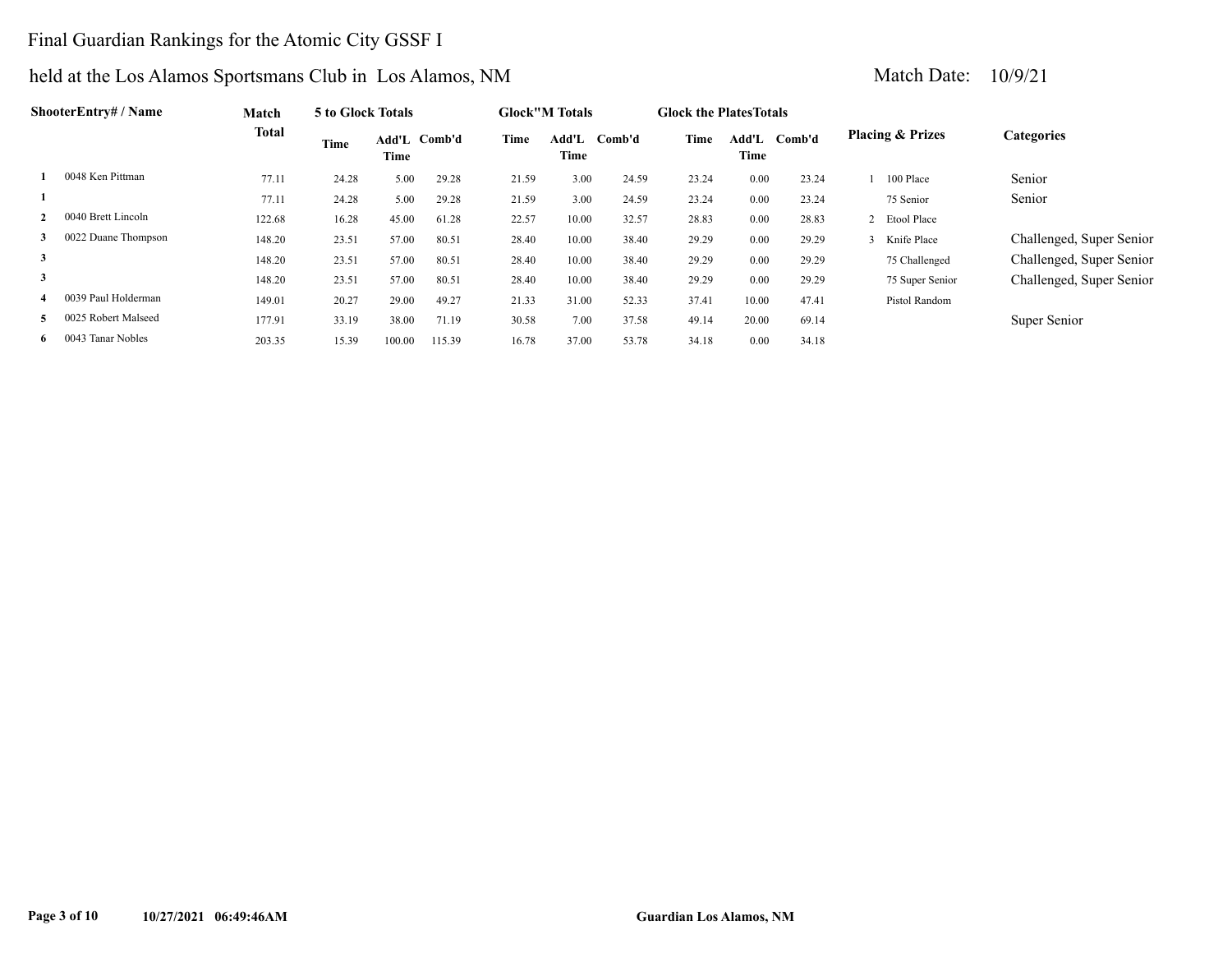# Final Guardian Rankings for the Atomic City GSSF I

## held at the Los Alamos Sportsmans Club in Los Alamos, NM

Match Date: 10/9/21

| | ShooterEntry# / Name | Match Total | 5 to Glock Totals | | | Glock"M Totals | | | Glock the PlatesTotals | | | Placing & Prizes | Categories |
|---|---|---|---|---|---|---|---|---|---|---|---|---|---|
| | | | Time | Add'L Time | Comb'd | Time | Add'L Time | Comb'd | Time | Add'L Time | Comb'd | | |
| 1 | 0048 Ken Pittman | 77.11 | 24.28 | 5.00 | 29.28 | 21.59 | 3.00 | 24.59 | 23.24 | 0.00 | 23.24 | 1 100 Place | Senior |
| 1 | | 77.11 | 24.28 | 5.00 | 29.28 | 21.59 | 3.00 | 24.59 | 23.24 | 0.00 | 23.24 | 75 Senior | Senior |
| 2 | 0040 Brett Lincoln | 122.68 | 16.28 | 45.00 | 61.28 | 22.57 | 10.00 | 32.57 | 28.83 | 0.00 | 28.83 | 2 Etool Place | |
| 3 | 0022 Duane Thompson | 148.20 | 23.51 | 57.00 | 80.51 | 28.40 | 10.00 | 38.40 | 29.29 | 0.00 | 29.29 | 3 Knife Place | Challenged, Super Senior |
| 3 | | 148.20 | 23.51 | 57.00 | 80.51 | 28.40 | 10.00 | 38.40 | 29.29 | 0.00 | 29.29 | 75 Challenged | Challenged, Super Senior |
| 3 | | 148.20 | 23.51 | 57.00 | 80.51 | 28.40 | 10.00 | 38.40 | 29.29 | 0.00 | 29.29 | 75 Super Senior | Challenged, Super Senior |
| 4 | 0039 Paul Holderman | 149.01 | 20.27 | 29.00 | 49.27 | 21.33 | 31.00 | 52.33 | 37.41 | 10.00 | 47.41 | Pistol Random | |
| 5 | 0025 Robert Malseed | 177.91 | 33.19 | 38.00 | 71.19 | 30.58 | 7.00 | 37.58 | 49.14 | 20.00 | 69.14 | | Super Senior |
| 6 | 0043 Tanar Nobles | 203.35 | 15.39 | 100.00 | 115.39 | 16.78 | 37.00 | 53.78 | 34.18 | 0.00 | 34.18 | | |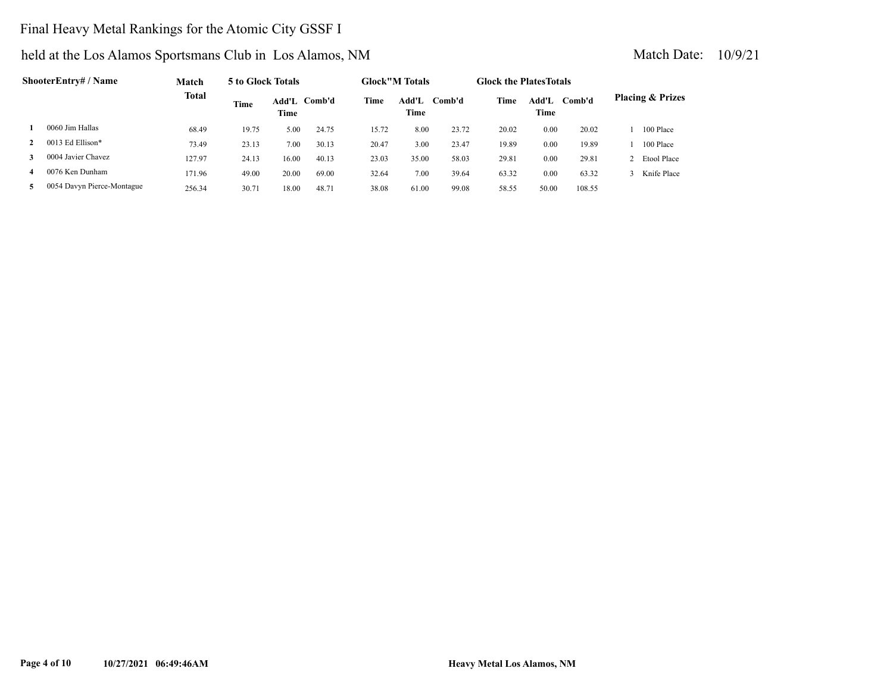# Final Heavy Metal Rankings for the Atomic City GSSF I

held at the Los Alamos Sportsmans Club in Los Alamos, NM

Match Date: 10/9/21

| | ShooterEntry# / Name | Match Total | 5 to Glock Totals | | | Glock"M Totals | | | Glock the PlatesTotals | | | Placing & Prizes |
|---|---|---|---|---|---|---|---|---|---|---|---|---|
| | | | Time | Add'L Time | Comb'd | Time | Add'L Time | Comb'd | Time | Add'L Time | Comb'd | |
| 1 | 0060 Jim Hallas | 68.49 | 19.75 | 5.00 | 24.75 | 15.72 | 8.00 | 23.72 | 20.02 | 0.00 | 20.02 | 1 100 Place |
| 2 | 0013 Ed Ellison* | 73.49 | 23.13 | 7.00 | 30.13 | 20.47 | 3.00 | 23.47 | 19.89 | 0.00 | 19.89 | 1 100 Place |
| 3 | 0004 Javier Chavez | 127.97 | 24.13 | 16.00 | 40.13 | 23.03 | 35.00 | 58.03 | 29.81 | 0.00 | 29.81 | 2 Etool Place |
| 4 | 0076 Ken Dunham | 171.96 | 49.00 | 20.00 | 69.00 | 32.64 | 7.00 | 39.64 | 63.32 | 0.00 | 63.32 | 3 Knife Place |
| 5 | 0054 Davyn Pierce-Montague | 256.34 | 30.71 | 18.00 | 48.71 | 38.08 | 61.00 | 99.08 | 58.55 | 50.00 | 108.55 | |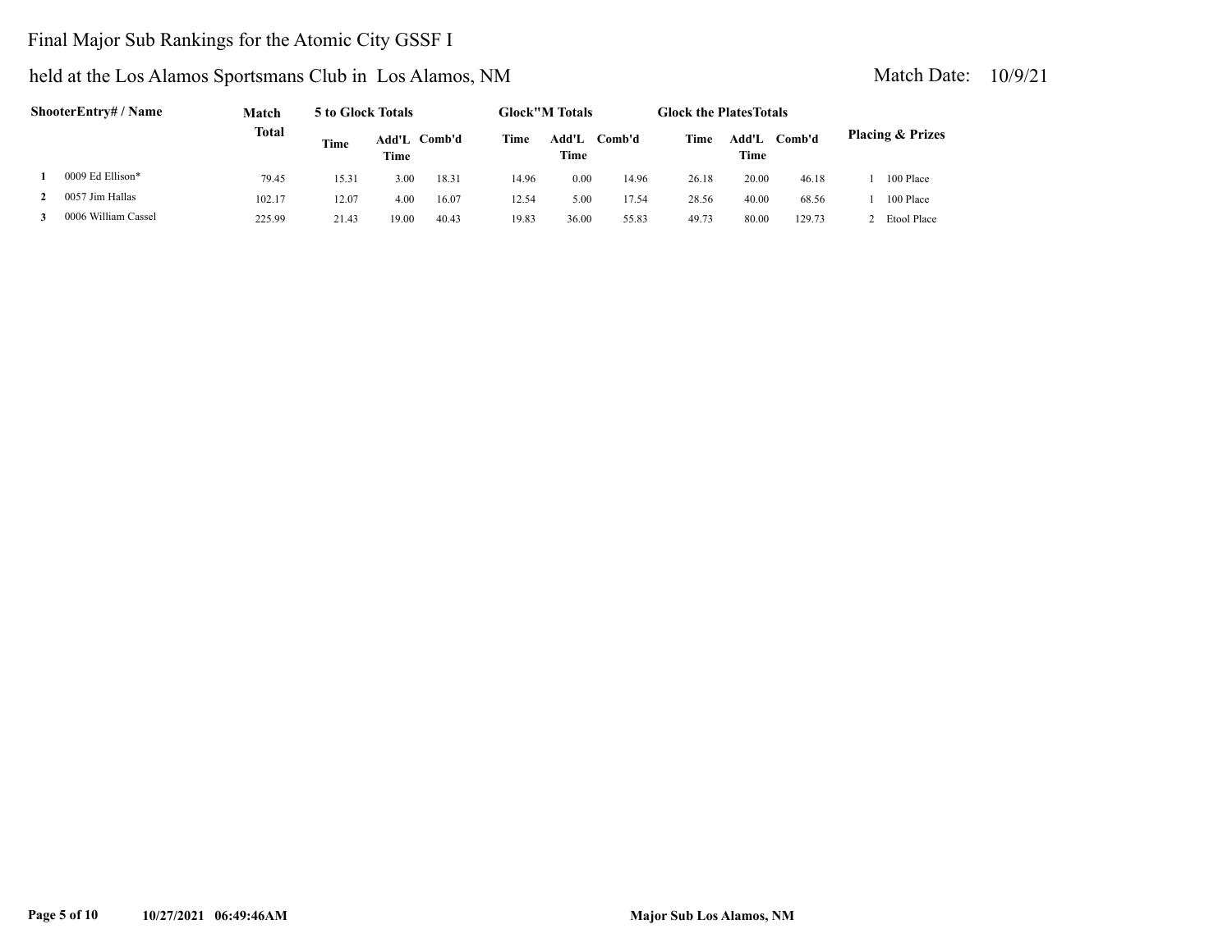# Final Major Sub Rankings for the Atomic City GSSF I

## held at the Los Alamos Sportsmans Club in Los Alamos, NM

Match Date: 10/9/21

| | ShooterEntry# / Name | Match Total | 5 to Glock Totals | | | Glock"M Totals | | | Glock the PlatesTotals | | | Placing & Prizes |
|---|---|---|---|---|---|---|---|---|---|---|---|---|
| | | | Time | Add'L Time | Comb'd | Time | Add'L Time | Comb'd | Time | Add'L Time | Comb'd | |
| 1 | 0009 Ed Ellison* | 79.45 | 15.31 | 3.00 | 18.31 | 14.96 | 0.00 | 14.96 | 26.18 | 20.00 | 46.18 | 1 100 Place |
| 2 | 0057 Jim Hallas | 102.17 | 12.07 | 4.00 | 16.07 | 12.54 | 5.00 | 17.54 | 28.56 | 40.00 | 68.56 | 1 100 Place |
| 3 | 0006 William Cassel | 225.99 | 21.43 | 19.00 | 40.43 | 19.83 | 36.00 | 55.83 | 49.73 | 80.00 | 129.73 | 2 Etool Place |

10/27/2021 06:49:46AM Major Sub Los Alamos, NM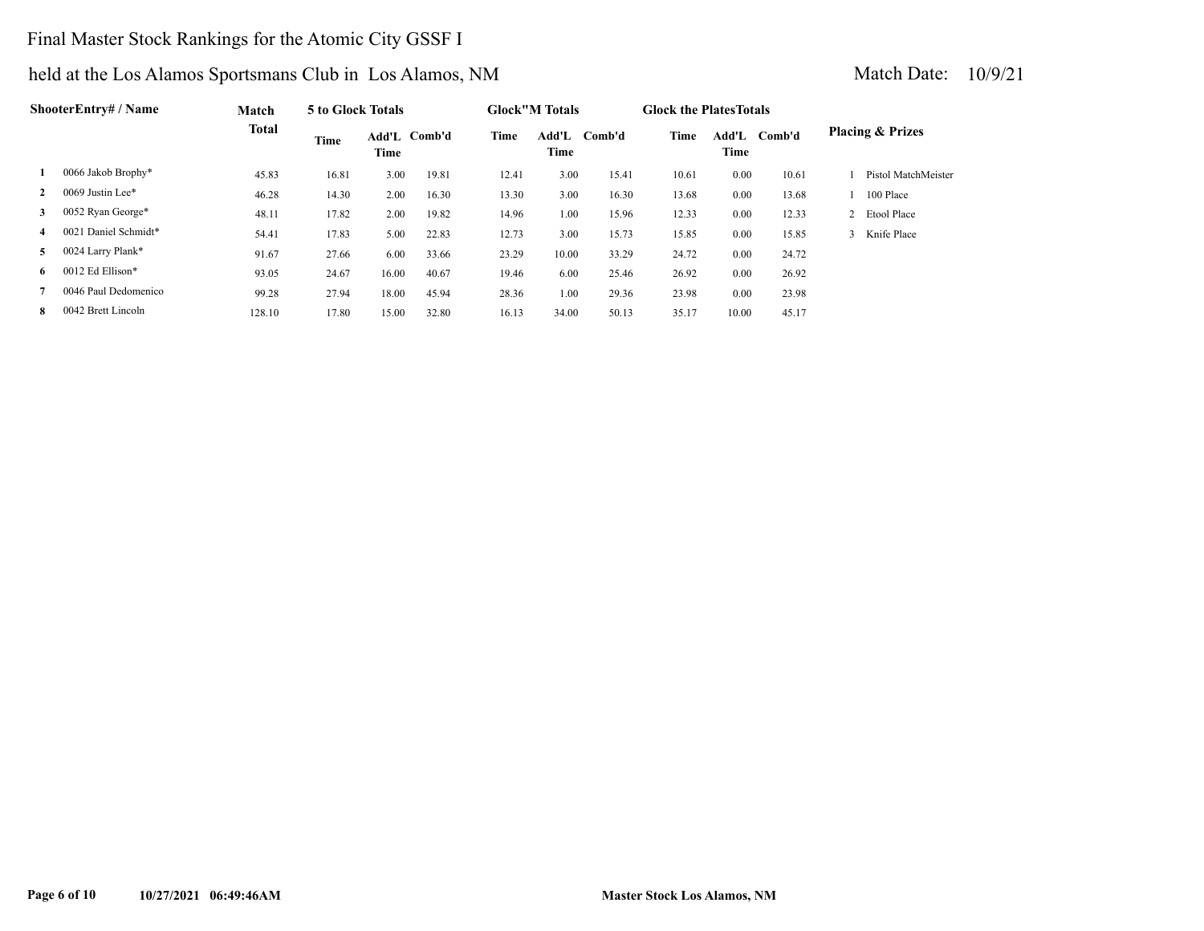# Final Master Stock Rankings for the Atomic City GSSF I

## held at the Los Alamos Sportsmans Club in Los Alamos, NM

Match Date: 10/9/21

| | ShooterEntry# / Name | Match Total | 5 to Glock Totals Time | Add'L Time | Comb'd | Glock"M Totals Time | Add'L Time | Comb'd | Glock the PlatesTotals Time | Add'L Time | Comb'd | Placing & Prizes |
|---|---|---|---|---|---|---|---|---|---|---|---|---|
| 1 | 0066 Jakob Brophy* | 45.83 | 16.81 | 3.00 | 19.81 | 12.41 | 3.00 | 15.41 | 10.61 | 0.00 | 10.61 | 1 Pistol MatchMeister |
| 2 | 0069 Justin Lee* | 46.28 | 14.30 | 2.00 | 16.30 | 13.30 | 3.00 | 16.30 | 13.68 | 0.00 | 13.68 | 1 100 Place |
| 3 | 0052 Ryan George* | 48.11 | 17.82 | 2.00 | 19.82 | 14.96 | 1.00 | 15.96 | 12.33 | 0.00 | 12.33 | 2 Etool Place |
| 4 | 0021 Daniel Schmidt* | 54.41 | 17.83 | 5.00 | 22.83 | 12.73 | 3.00 | 15.73 | 15.85 | 0.00 | 15.85 | 3 Knife Place |
| 5 | 0024 Larry Plank* | 91.67 | 27.66 | 6.00 | 33.66 | 23.29 | 10.00 | 33.29 | 24.72 | 0.00 | 24.72 | |
| 6 | 0012 Ed Ellison* | 93.05 | 24.67 | 16.00 | 40.67 | 19.46 | 6.00 | 25.46 | 26.92 | 0.00 | 26.92 | |
| 7 | 0046 Paul Dedomenico | 99.28 | 27.94 | 18.00 | 45.94 | 28.36 | 1.00 | 29.36 | 23.98 | 0.00 | 23.98 | |
| 8 | 0042 Brett Lincoln | 128.10 | 17.80 | 15.00 | 32.80 | 16.13 | 34.00 | 50.13 | 35.17 | 10.00 | 45.17 | |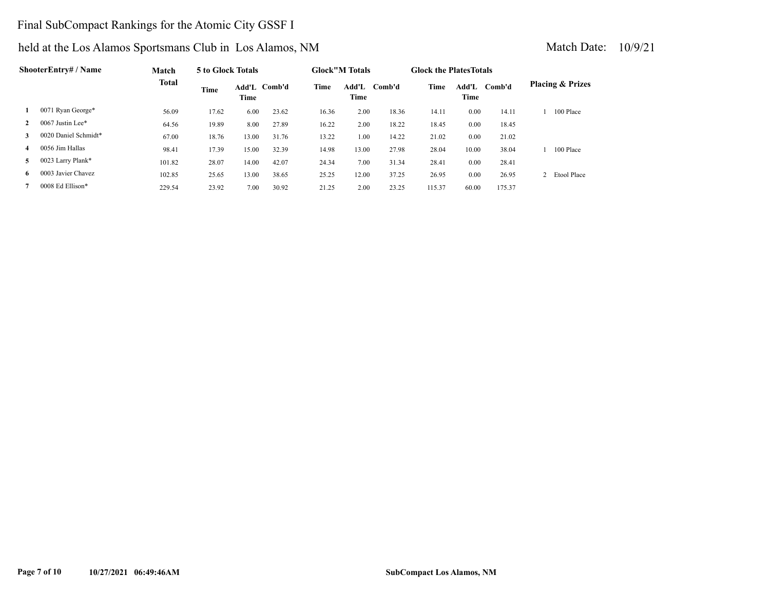# Final SubCompact Rankings for the Atomic City GSSF I

## held at the Los Alamos Sportsmans Club in Los Alamos, NM

Match Date: 10/9/21

| | ShooterEntry# / Name | Match Total | 5 to Glock Totals | | | Glock"M Totals | | | Glock the PlatesTotals | | | Placing & Prizes |
|---|---|---|---|---|---|---|---|---|---|---|---|---|
| | | | Time | Add'L Time | Comb'd | Time | Add'L Time | Comb'd | Time | Add'L Time | Comb'd | |
| 1 | 0071 Ryan George* | 56.09 | 17.62 | 6.00 | 23.62 | 16.36 | 2.00 | 18.36 | 14.11 | 0.00 | 14.11 | 1 100 Place |
| 2 | 0067 Justin Lee* | 64.56 | 19.89 | 8.00 | 27.89 | 16.22 | 2.00 | 18.22 | 18.45 | 0.00 | 18.45 | |
| 3 | 0020 Daniel Schmidt* | 67.00 | 18.76 | 13.00 | 31.76 | 13.22 | 1.00 | 14.22 | 21.02 | 0.00 | 21.02 | |
| 4 | 0056 Jim Hallas | 98.41 | 17.39 | 15.00 | 32.39 | 14.98 | 13.00 | 27.98 | 28.04 | 10.00 | 38.04 | 1 100 Place |
| 5 | 0023 Larry Plank* | 101.82 | 28.07 | 14.00 | 42.07 | 24.34 | 7.00 | 31.34 | 28.41 | 0.00 | 28.41 | |
| 6 | 0003 Javier Chavez | 102.85 | 25.65 | 13.00 | 38.65 | 25.25 | 12.00 | 37.25 | 26.95 | 0.00 | 26.95 | 2 Etool Place |
| 7 | 0008 Ed Ellison* | 229.54 | 23.92 | 7.00 | 30.92 | 21.25 | 2.00 | 23.25 | 115.37 | 60.00 | 175.37 | |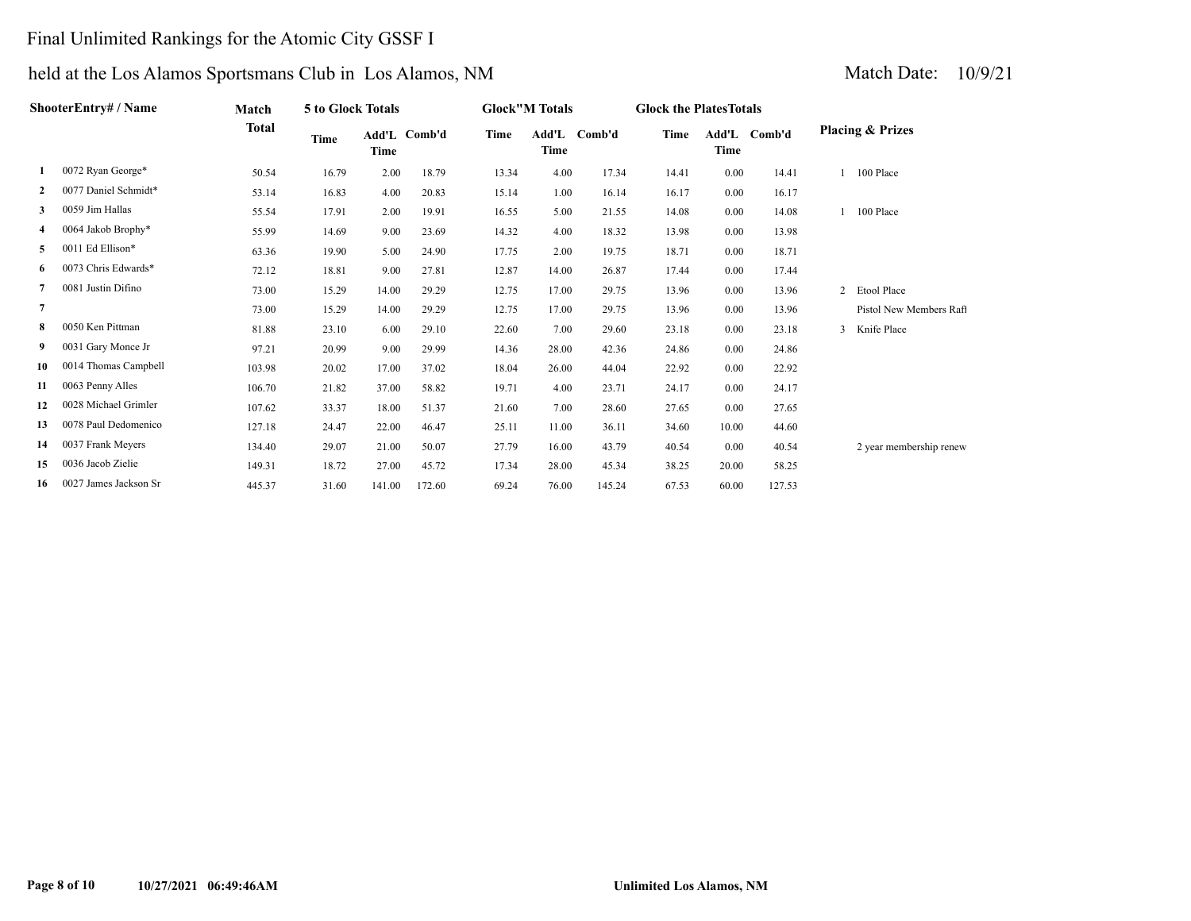# Final Unlimited Rankings for the Atomic City GSSF I

## held at the Los Alamos Sportsmans Club in Los Alamos, NM

Match Date: 10/9/21

| | ShooterEntry# / Name | Match Total | 5 to Glock Totals Time | Add'L Time | Comb'd | Glock"M Totals Time | Add'L Time | Comb'd | Glock the PlatesTotals Time | Add'L Time | Comb'd | Placing & Prizes | |
|---|---|---|---|---|---|---|---|---|---|---|---|---|---|
| 1 | 0072 Ryan George* | 50.54 | 16.79 | 2.00 | 18.79 | 13.34 | 4.00 | 17.34 | 14.41 | 0.00 | 14.41 | 1 | 100 Place |
| 2 | 0077 Daniel Schmidt* | 53.14 | 16.83 | 4.00 | 20.83 | 15.14 | 1.00 | 16.14 | 16.17 | 0.00 | 16.17 | | |
| 3 | 0059 Jim Hallas | 55.54 | 17.91 | 2.00 | 19.91 | 16.55 | 5.00 | 21.55 | 14.08 | 0.00 | 14.08 | 1 | 100 Place |
| 4 | 0064 Jakob Brophy* | 55.99 | 14.69 | 9.00 | 23.69 | 14.32 | 4.00 | 18.32 | 13.98 | 0.00 | 13.98 | | |
| 5 | 0011 Ed Ellison* | 63.36 | 19.90 | 5.00 | 24.90 | 17.75 | 2.00 | 19.75 | 18.71 | 0.00 | 18.71 | | |
| 6 | 0073 Chris Edwards* | 72.12 | 18.81 | 9.00 | 27.81 | 12.87 | 14.00 | 26.87 | 17.44 | 0.00 | 17.44 | | |
| 7 | 0081 Justin Difino | 73.00 | 15.29 | 14.00 | 29.29 | 12.75 | 17.00 | 29.75 | 13.96 | 0.00 | 13.96 | 2 | Etool Place |
| 7 | | 73.00 | 15.29 | 14.00 | 29.29 | 12.75 | 17.00 | 29.75 | 13.96 | 0.00 | 13.96 | | Pistol New Members Rafl |
| 8 | 0050 Ken Pittman | 81.88 | 23.10 | 6.00 | 29.10 | 22.60 | 7.00 | 29.60 | 23.18 | 0.00 | 23.18 | 3 | Knife Place |
| 9 | 0031 Gary Monce Jr | 97.21 | 20.99 | 9.00 | 29.99 | 14.36 | 28.00 | 42.36 | 24.86 | 0.00 | 24.86 | | |
| 10 | 0014 Thomas Campbell | 103.98 | 20.02 | 17.00 | 37.02 | 18.04 | 26.00 | 44.04 | 22.92 | 0.00 | 22.92 | | |
| 11 | 0063 Penny Alles | 106.70 | 21.82 | 37.00 | 58.82 | 19.71 | 4.00 | 23.71 | 24.17 | 0.00 | 24.17 | | |
| 12 | 0028 Michael Grimler | 107.62 | 33.37 | 18.00 | 51.37 | 21.60 | 7.00 | 28.60 | 27.65 | 0.00 | 27.65 | | |
| 13 | 0078 Paul Dedomenico | 127.18 | 24.47 | 22.00 | 46.47 | 25.11 | 11.00 | 36.11 | 34.60 | 10.00 | 44.60 | | |
| 14 | 0037 Frank Meyers | 134.40 | 29.07 | 21.00 | 50.07 | 27.79 | 16.00 | 43.79 | 40.54 | 0.00 | 40.54 | | 2 year membership renew |
| 15 | 0036 Jacob Zielie | 149.31 | 18.72 | 27.00 | 45.72 | 17.34 | 28.00 | 45.34 | 38.25 | 20.00 | 58.25 | | |
| 16 | 0027 James Jackson Sr | 445.37 | 31.60 | 141.00 | 172.60 | 69.24 | 76.00 | 145.24 | 67.53 | 60.00 | 127.53 | | |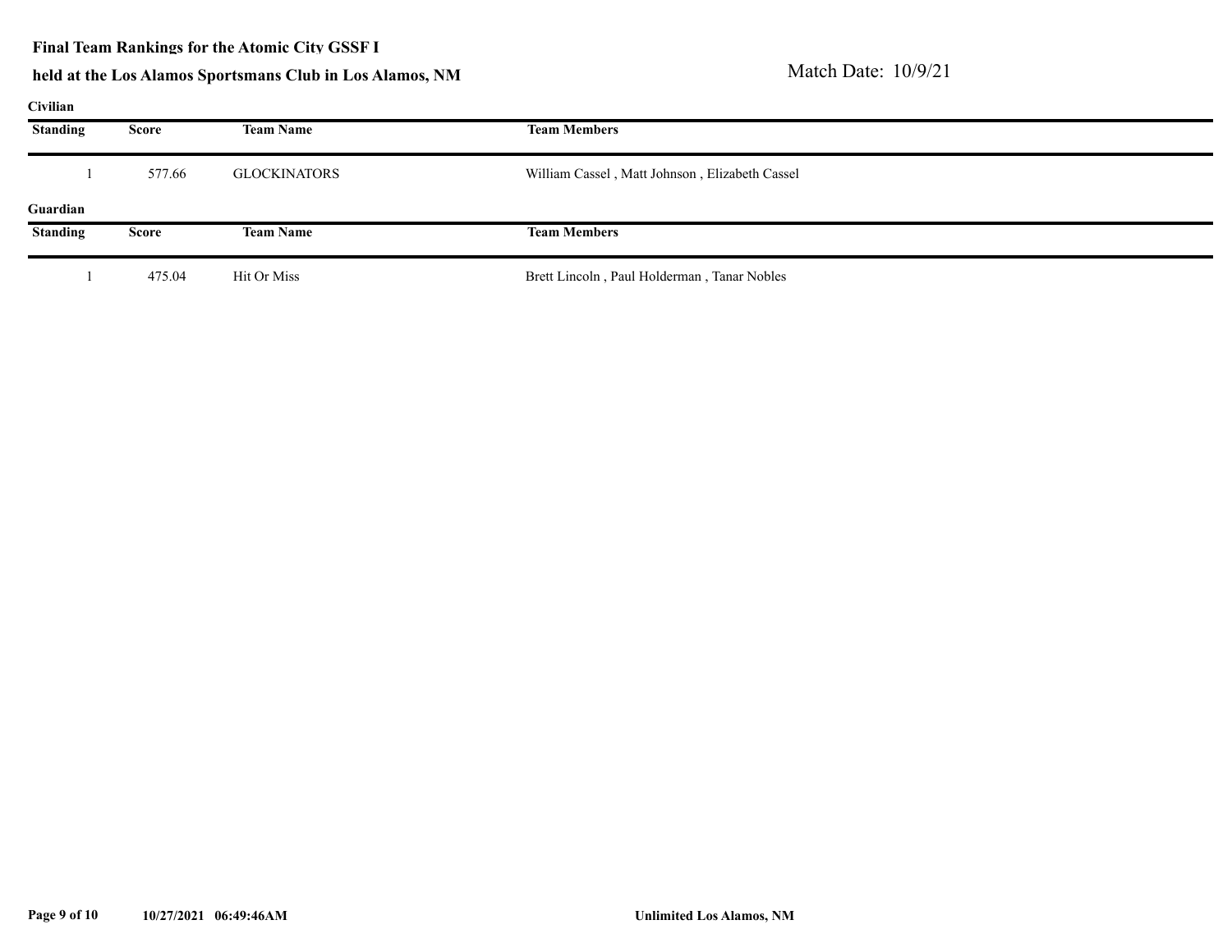**Final Team Rankings for the Atomic City GSSF I**

**held at the Los Alamos Sportsmans Club in Los Alamos, NM**

Match Date: 10/9/21

**Civilian**

| Standing | Score | Team Name | Team Members |
| --- | --- | --- | --- |
| 1 | 577.66 | GLOCKINATORS | William Cassel , Matt Johnson , Elizabeth Cassel |

**Guardian**

| Standing | Score | Team Name | Team Members |
| --- | --- | --- | --- |
| 1 | 475.04 | Hit Or Miss | Brett Lincoln , Paul Holderman , Tanar Nobles |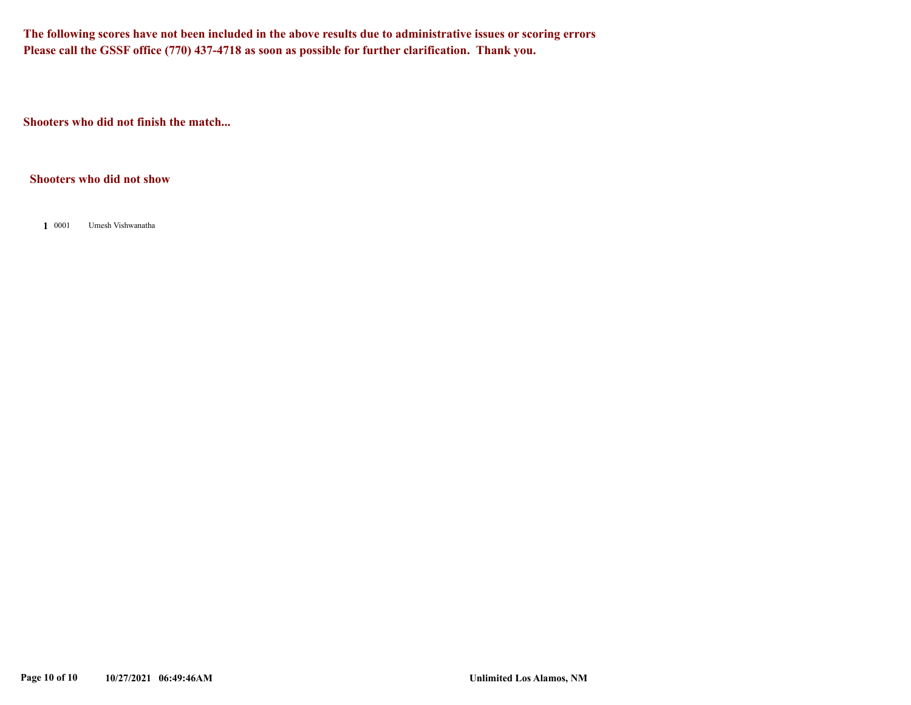**The following scores have not been included in the above results due to administrative issues or scoring errors**
**Please call the GSSF office (770) 437-4718 as soon as possible for further clarification. Thank you.**

**Shooters who did not finish the match...**

**Shooters who did not show**

| | | |
|---|---|---|
| **1** | 0001 | Umesh Vishwanatha |